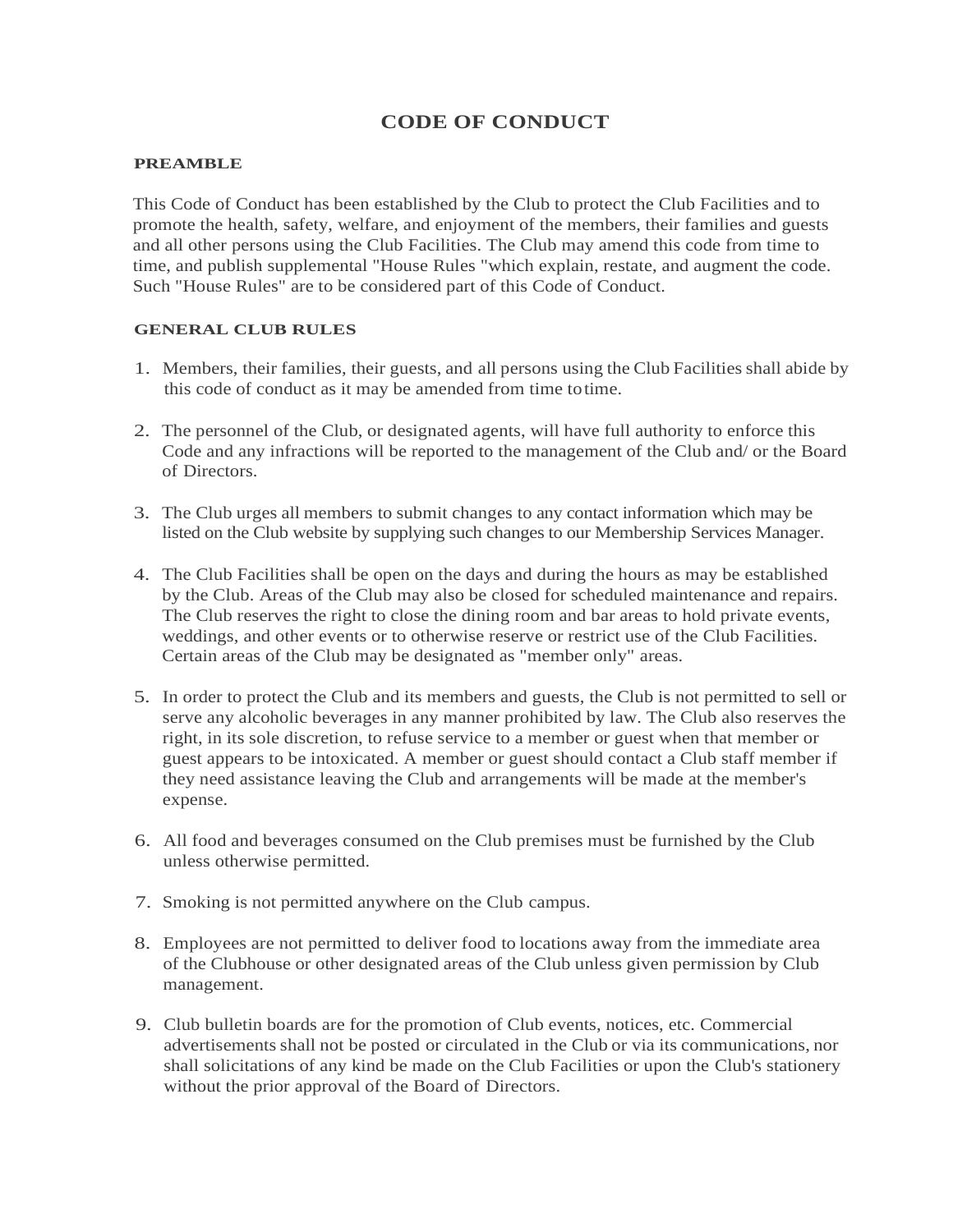# CODE OF CONDUCT

## PREAMBLE

This Code of Conduct has been established by the Club to protect the Club Facilities and to promote the health, safety, welfare, and enjoyment of the members, their families and guests and all other persons using the Club Facilities. The Club may amend this code from time to time, and publish supplemental "House Rules "which explain, restate, and augment the code. Such "House Rules" are to be considered part of this Code of Conduct.

## GENERAL CLUB RULES

1. Members, their families, their guests, and all persons using the Club Facilities shall abide by this code of conduct as it may be amended from time to time.

2. The personnel of the Club, or designated agents, will have full authority to enforce this Code and any infractions will be reported to the management of the Club and/ or the Board of Directors.

3. The Club urges all members to submit changes to any contact information which may be listed on the Club website by supplying such changes to our Membership Services Manager.

4. The Club Facilities shall be open on the days and during the hours as may be established by the Club. Areas of the Club may also be closed for scheduled maintenance and repairs. The Club reserves the right to close the dining room and bar areas to hold private events, weddings, and other events or to otherwise reserve or restrict use of the Club Facilities. Certain areas of the Club may be designated as "member only" areas.

5. In order to protect the Club and its members and guests, the Club is not permitted to sell or serve any alcoholic beverages in any manner prohibited by law. The Club also reserves the right, in its sole discretion, to refuse service to a member or guest when that member or guest appears to be intoxicated. A member or guest should contact a Club staff member if they need assistance leaving the Club and arrangements will be made at the member's expense.

6. All food and beverages consumed on the Club premises must be furnished by the Club unless otherwise permitted.

7. Smoking is not permitted anywhere on the Club campus.

8. Employees are not permitted to deliver food to locations away from the immediate area of the Clubhouse or other designated areas of the Club unless given permission by Club management.

9. Club bulletin boards are for the promotion of Club events, notices, etc. Commercial advertisements shall not be posted or circulated in the Club or via its communications, nor shall solicitations of any kind be made on the Club Facilities or upon the Club's stationery without the prior approval of the Board of Directors.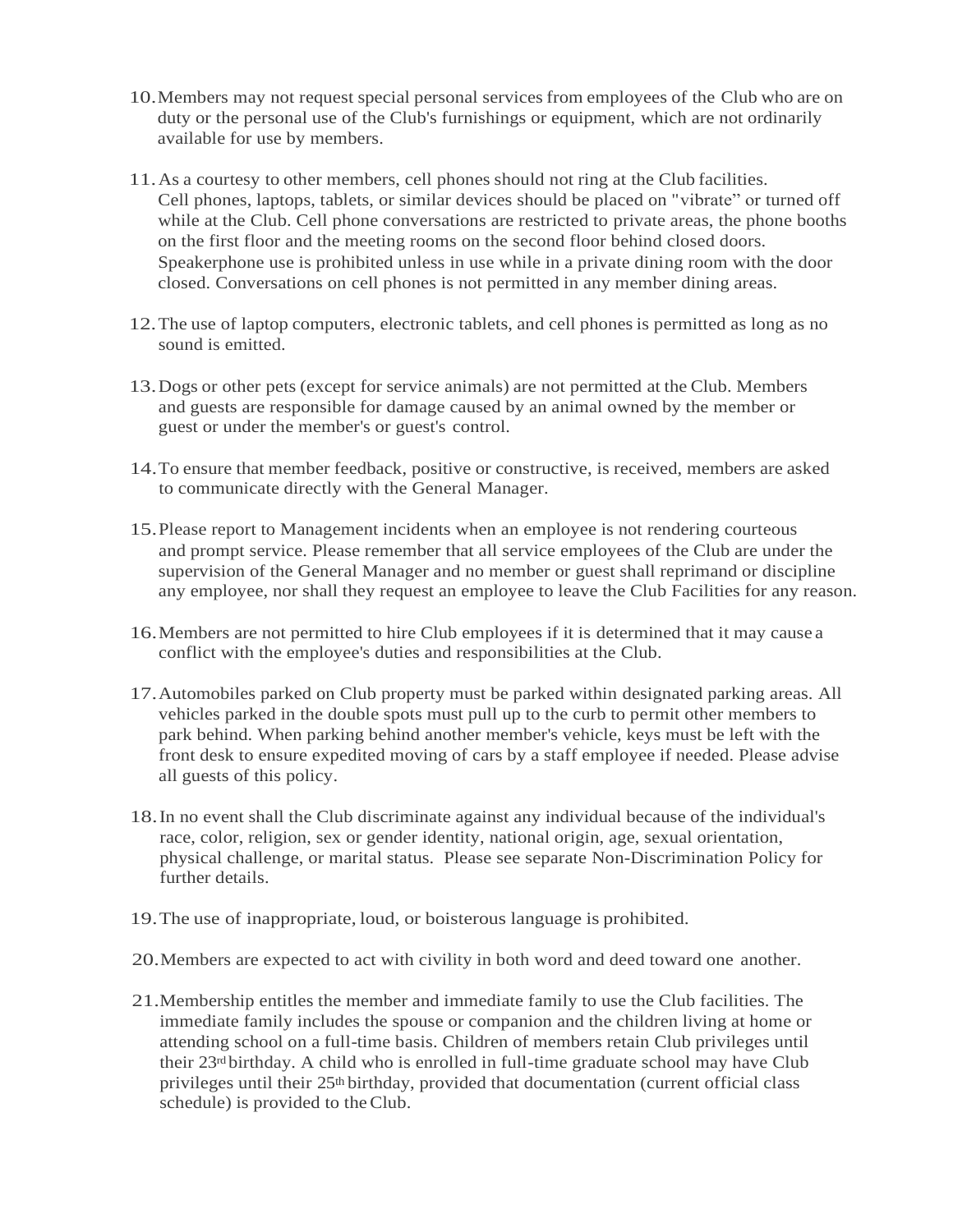10. Members may not request special personal services from employees of the Club who are on duty or the personal use of the Club's furnishings or equipment, which are not ordinarily available for use by members.

11. As a courtesy to other members, cell phones should not ring at the Club facilities. Cell phones, laptops, tablets, or similar devices should be placed on "vibrate" or turned off while at the Club. Cell phone conversations are restricted to private areas, the phone booths on the first floor and the meeting rooms on the second floor behind closed doors. Speakerphone use is prohibited unless in use while in a private dining room with the door closed. Conversations on cell phones is not permitted in any member dining areas.

12. The use of laptop computers, electronic tablets, and cell phones is permitted as long as no sound is emitted.

13. Dogs or other pets (except for service animals) are not permitted at the Club. Members and guests are responsible for damage caused by an animal owned by the member or guest or under the member's or guest's control.

14. To ensure that member feedback, positive or constructive, is received, members are asked to communicate directly with the General Manager.

15. Please report to Management incidents when an employee is not rendering courteous and prompt service. Please remember that all service employees of the Club are under the supervision of the General Manager and no member or guest shall reprimand or discipline any employee, nor shall they request an employee to leave the Club Facilities for any reason.

16. Members are not permitted to hire Club employees if it is determined that it may cause a conflict with the employee's duties and responsibilities at the Club.

17. Automobiles parked on Club property must be parked within designated parking areas. All vehicles parked in the double spots must pull up to the curb to permit other members to park behind. When parking behind another member's vehicle, keys must be left with the front desk to ensure expedited moving of cars by a staff employee if needed. Please advise all guests of this policy.

18. In no event shall the Club discriminate against any individual because of the individual's race, color, religion, sex or gender identity, national origin, age, sexual orientation, physical challenge, or marital status. Please see separate Non-Discrimination Policy for further details.

19. The use of inappropriate, loud, or boisterous language is prohibited.

20. Members are expected to act with civility in both word and deed toward one another.

21. Membership entitles the member and immediate family to use the Club facilities. The immediate family includes the spouse or companion and the children living at home or attending school on a full-time basis. Children of members retain Club privileges until their 23rd birthday. A child who is enrolled in full-time graduate school may have Club privileges until their 25th birthday, provided that documentation (current official class schedule) is provided to the Club.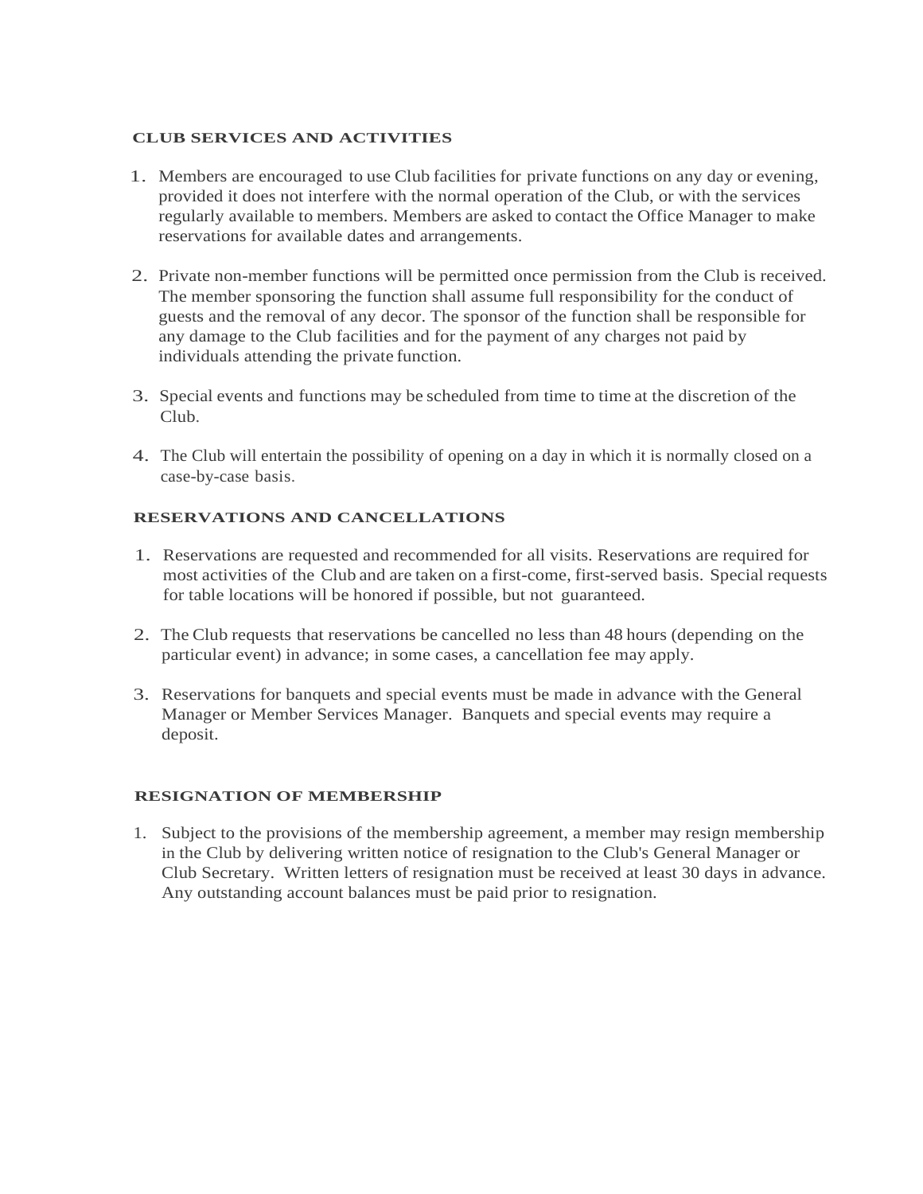## CLUB SERVICES AND ACTIVITIES

1. Members are encouraged to use Club facilities for private functions on any day or evening, provided it does not interfere with the normal operation of the Club, or with the services regularly available to members. Members are asked to contact the Office Manager to make reservations for available dates and arrangements.

2. Private non-member functions will be permitted once permission from the Club is received. The member sponsoring the function shall assume full responsibility for the conduct of guests and the removal of any decor. The sponsor of the function shall be responsible for any damage to the Club facilities and for the payment of any charges not paid by individuals attending the private function.

3. Special events and functions may be scheduled from time to time at the discretion of the Club.

4. The Club will entertain the possibility of opening on a day in which it is normally closed on a case-by-case basis.

## RESERVATIONS AND CANCELLATIONS

1. Reservations are requested and recommended for all visits. Reservations are required for most activities of the Club and are taken on a first-come, first-served basis. Special requests for table locations will be honored if possible, but not guaranteed.

2. The Club requests that reservations be cancelled no less than 48 hours (depending on the particular event) in advance; in some cases, a cancellation fee may apply.

3. Reservations for banquets and special events must be made in advance with the General Manager or Member Services Manager. Banquets and special events may require a deposit.

## RESIGNATION OF MEMBERSHIP

1. Subject to the provisions of the membership agreement, a member may resign membership in the Club by delivering written notice of resignation to the Club's General Manager or Club Secretary. Written letters of resignation must be received at least 30 days in advance. Any outstanding account balances must be paid prior to resignation.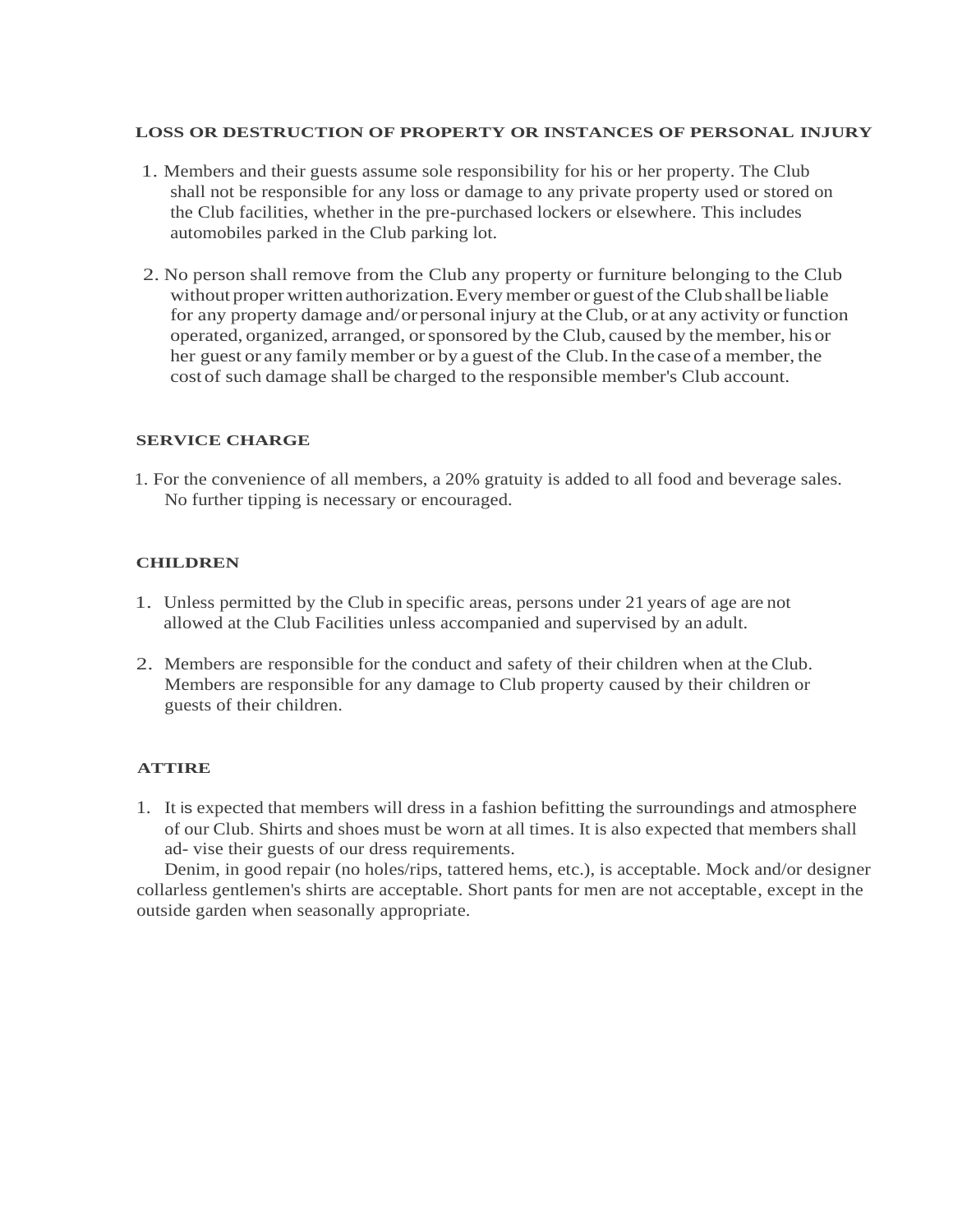## LOSS OR DESTRUCTION OF PROPERTY OR INSTANCES OF PERSONAL INJURY

1. Members and their guests assume sole responsibility for his or her property. The Club shall not be responsible for any loss or damage to any private property used or stored on the Club facilities, whether in the pre-purchased lockers or elsewhere. This includes automobiles parked in the Club parking lot.

2. No person shall remove from the Club any property or furniture belonging to the Club without proper written authorization. Every member or guest of the Club shall be liable for any property damage and/or personal injury at the Club, or at any activity or function operated, organized, arranged, or sponsored by the Club, caused by the member, his or her guest or any family member or by a guest of the Club. In the case of a member, the cost of such damage shall be charged to the responsible member's Club account.

## SERVICE CHARGE

1. For the convenience of all members, a 20% gratuity is added to all food and beverage sales. No further tipping is necessary or encouraged.

## CHILDREN

1. Unless permitted by the Club in specific areas, persons under 21 years of age are not allowed at the Club Facilities unless accompanied and supervised by an adult.

2. Members are responsible for the conduct and safety of their children when at the Club. Members are responsible for any damage to Club property caused by their children or guests of their children.

## ATTIRE

1. It is expected that members will dress in a fashion befitting the surroundings and atmosphere of our Club. Shirts and shoes must be worn at all times. It is also expected that members shall ad- vise their guests of our dress requirements.

Denim, in good repair (no holes/rips, tattered hems, etc.), is acceptable. Mock and/or designer collarless gentlemen's shirts are acceptable. Short pants for men are not acceptable, except in the outside garden when seasonally appropriate.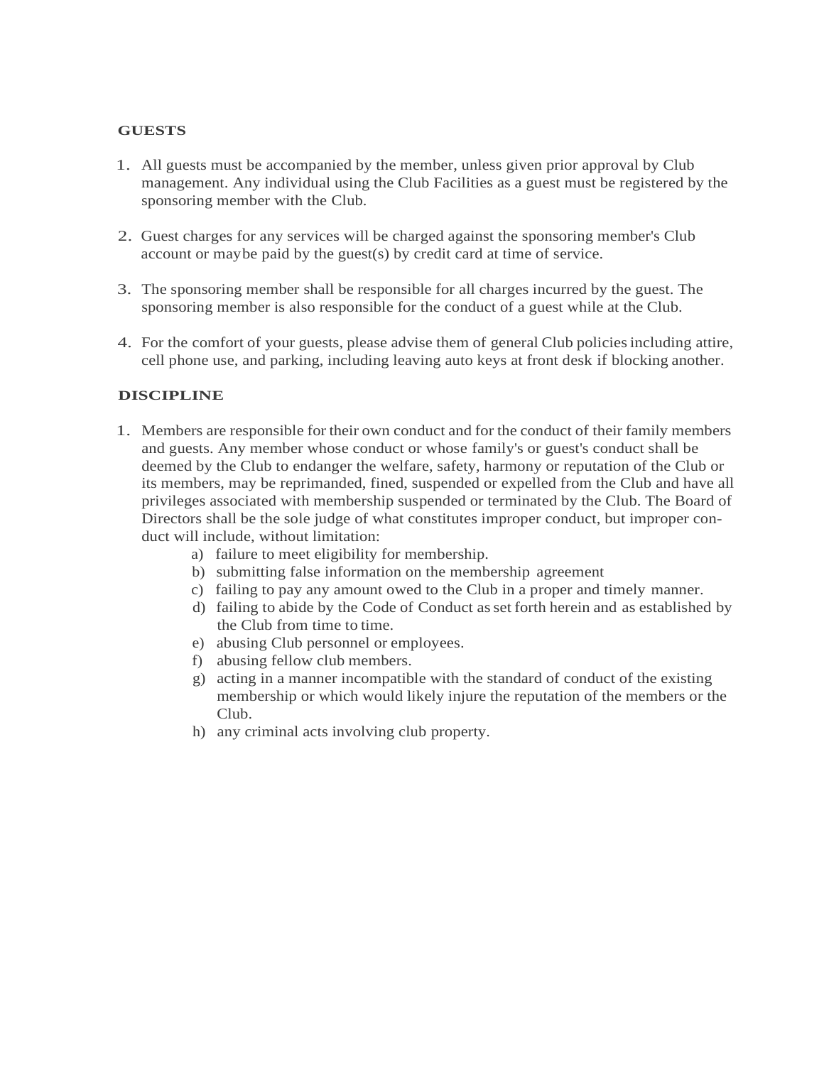## GUESTS

1. All guests must be accompanied by the member, unless given prior approval by Club management. Any individual using the Club Facilities as a guest must be registered by the sponsoring member with the Club.

2. Guest charges for any services will be charged against the sponsoring member's Club account or maybe paid by the guest(s) by credit card at time of service.

3. The sponsoring member shall be responsible for all charges incurred by the guest. The sponsoring member is also responsible for the conduct of a guest while at the Club.

4. For the comfort of your guests, please advise them of general Club policies including attire, cell phone use, and parking, including leaving auto keys at front desk if blocking another.

## DISCIPLINE

1. Members are responsible for their own conduct and for the conduct of their family members and guests. Any member whose conduct or whose family's or guest's conduct shall be deemed by the Club to endanger the welfare, safety, harmony or reputation of the Club or its members, may be reprimanded, fined, suspended or expelled from the Club and have all privileges associated with membership suspended or terminated by the Club. The Board of Directors shall be the sole judge of what constitutes improper conduct, but improper conduct will include, without limitation:
    a) failure to meet eligibility for membership.
    b) submitting false information on the membership agreement
    c) failing to pay any amount owed to the Club in a proper and timely manner.
    d) failing to abide by the Code of Conduct as set forth herein and as established by the Club from time to time.
    e) abusing Club personnel or employees.
    f) abusing fellow club members.
    g) acting in a manner incompatible with the standard of conduct of the existing membership or which would likely injure the reputation of the members or the Club.
    h) any criminal acts involving club property.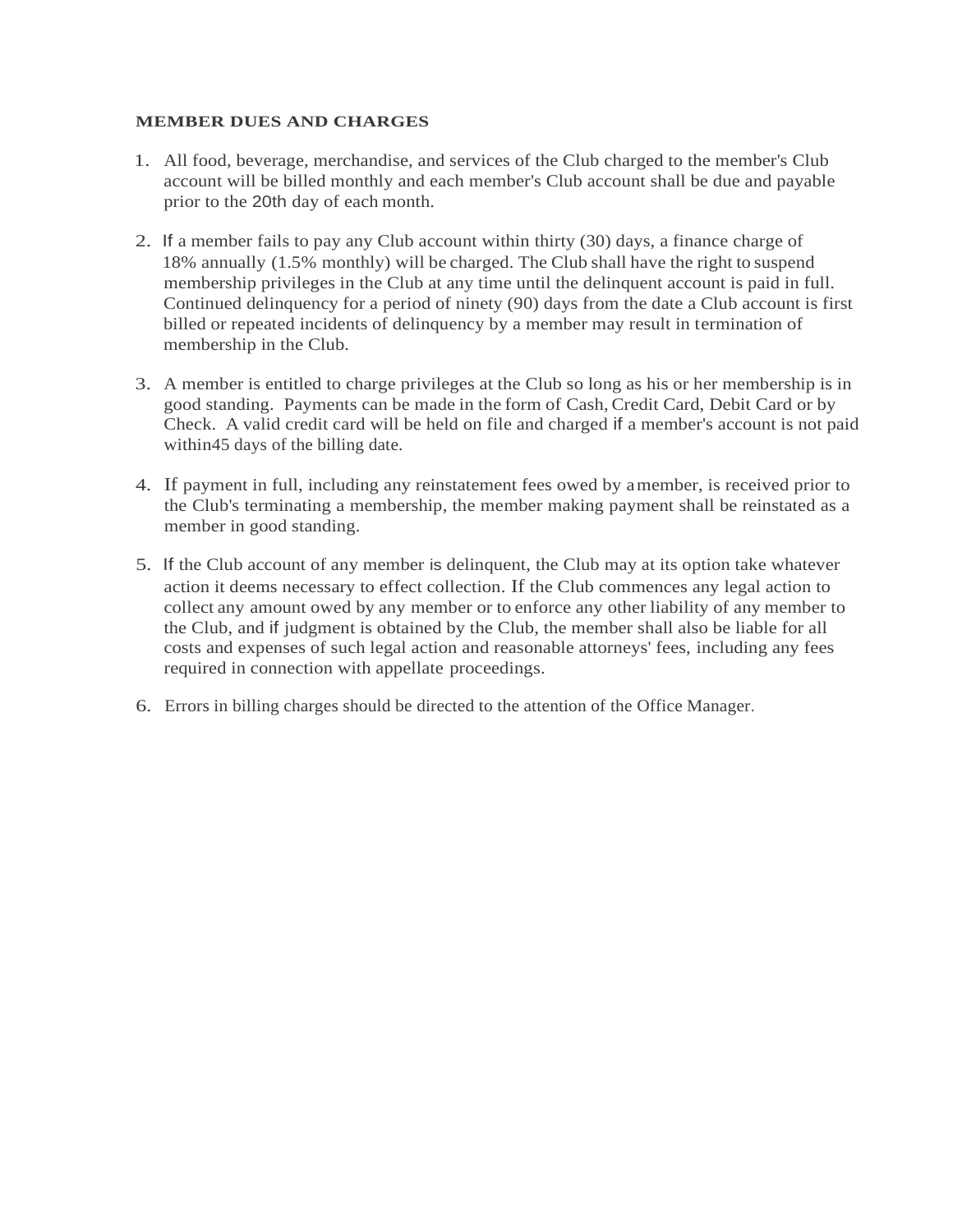**MEMBER DUES AND CHARGES**

1. All food, beverage, merchandise, and services of the Club charged to the member's Club account will be billed monthly and each member's Club account shall be due and payable prior to the 20th day of each month.

2. If a member fails to pay any Club account within thirty (30) days, a finance charge of 18% annually (1.5% monthly) will be charged. The Club shall have the right to suspend membership privileges in the Club at any time until the delinquent account is paid in full. Continued delinquency for a period of ninety (90) days from the date a Club account is first billed or repeated incidents of delinquency by a member may result in termination of membership in the Club.

3. A member is entitled to charge privileges at the Club so long as his or her membership is in good standing. Payments can be made in the form of Cash, Credit Card, Debit Card or by Check. A valid credit card will be held on file and charged if a member's account is not paid within45 days of the billing date.

4. If payment in full, including any reinstatement fees owed by amember, is received prior to the Club's terminating a membership, the member making payment shall be reinstated as a member in good standing.

5. If the Club account of any member is delinquent, the Club may at its option take whatever action it deems necessary to effect collection. If the Club commences any legal action to collect any amount owed by any member or to enforce any other liability of any member to the Club, and if judgment is obtained by the Club, the member shall also be liable for all costs and expenses of such legal action and reasonable attorneys' fees, including any fees required in connection with appellate proceedings.

6. Errors in billing charges should be directed to the attention of the Office Manager.